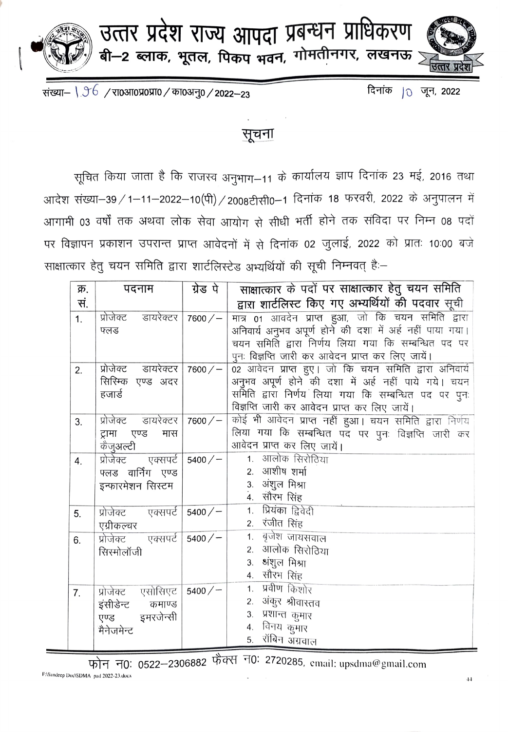# उत्तर प्रदेश राज्य आपदा प्रबन्धन प्राधिकरण

**बी–2 ब्लाक, भूतल, पिकप भवन, गोमतीनगर, लखनऊ**

संख्या– 196 / रा0आ0प्र0प्रा0 / का0अनु0 / 2022–23 दिनांक 10 जून, 2022

## सूचना

सूचित किया जाता है कि राजस्व अनुभाग–11 के कार्यालय ज्ञाप दिनांक 23 मई, 2016 तथा आदेश संख्या–39 / 1–11–2022–10(पी) / 2008टीसी0–1 दिनांक 18 फरवरी, 2022 के अनुपालन में आगामी 03 वर्षों तक अथवा लोक सेवा आयोग से सीधी भर्ती होने तक संविदा पर निम्न 08 पदों पर विज्ञापन प्रकाशन उपरान्त प्राप्त आवेदनों में से दिनांक 02 जुलाई, 2022 को प्रातः 10:00 बजे साक्षात्कार हेतु चयन समिति द्वारा शार्टलिस्टेड अभ्यर्थियों की सूची निम्नवत् है:–

| क्र. सं. | पदनाम | ग्रेड पे | साक्षात्कार के पदों पर साक्षात्कार हेतु चयन समिति द्वारा शार्टलिस्ट किए गए अभ्यर्थियों की पदवार सूची |
|---|---|---|---|
| 1. | प्रोजेक्ट डायरेक्टर फ्लड | 7600 / – | मात्र 01 आवेदन प्राप्त हुआ, जो कि चयन समिति द्वारा अनिवार्य अनुभव अपूर्ण होने की दशा में अर्ह नहीं पाया गया। चयन समिति द्वारा निर्णय लिया गया कि सम्बन्धित पद पर पुनः विज्ञप्ति जारी कर आवेदन प्राप्त कर लिए जायें। |
| 2. | प्रोजेक्ट डायरेक्टर सिस्मिक एण्ड अदर हजार्ड | 7600 / – | 02 आवेदन प्राप्त हुए। जो कि चयन समिति द्वारा अनिवार्य अनुभव अपूर्ण होने की दशा में अर्ह नहीं पाये गये। चयन समिति द्वारा निर्णय लिया गया कि सम्बन्धित पद पर पुनः विज्ञप्ति जारी कर आवेदन प्राप्त कर लिए जायें। |
| 3. | प्रोजेक्ट डायरेक्टर ट्रामा एण्ड मास कैजुअल्टी | 7600 / – | कोई भी आवेदन प्राप्त नहीं हुआ। चयन समिति द्वारा निर्णय लिया गया कि सम्बन्धित पद पर पुनः विज्ञप्ति जारी कर आवेदन प्राप्त कर लिए जायें। |
| 4. | प्रोजेक्ट एक्सपर्ट फ्लड वार्निंग एण्ड इन्फारमेशन सिस्टम | 5400 / – | 1. आलोक सिरोठिया<br>2. आशीष शर्मा<br>3. अंशुल मिश्रा<br>4. सौरभ सिंह |
| 5. | प्रोजेक्ट एक्सपर्ट एग्रीकल्चर | 5400 / – | 1. प्रियंका द्विवेदी<br>2. रंजीत सिंह |
| 6. | प्रोजेक्ट एक्सपर्ट सिस्मोलॉजी | 5400 / – | 1. बृजेश जायसवाल<br>2. आलोक सिरोठिया<br>3. अंशुल मिश्रा<br>4. सौरभ सिंह |
| 7. | प्रोजेक्ट एसोसिएट इंसीडेन्ट कमाण्ड एण्ड इमरजेन्सी मैनेजमेन्ट | 5400 / – | 1. प्रवीण किशोर<br>2. अंकुर श्रीवास्तव<br>3. प्रशान्त कुमार<br>4. विनय कुमार<br>5. रॉबिन अग्रवाल |

फोन न0: 0522–2306882 फैक्स न0: 2720285, email: upsdma@gmail.com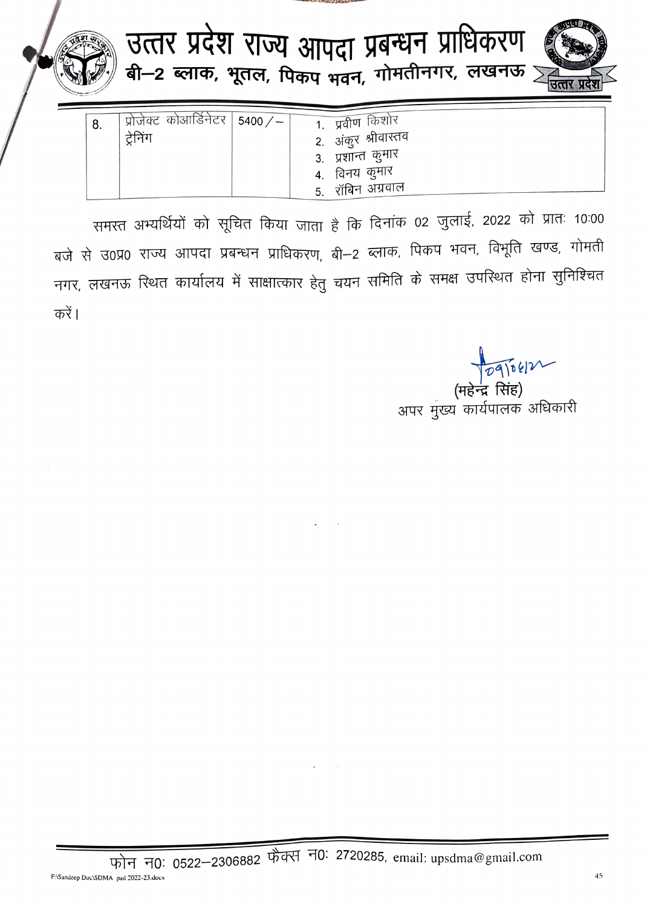# उत्तर प्रदेश राज्य आपदा प्रबन्धन प्राधिकरण

### बी–2 ब्लाक, भूतल, पिकप भवन, गोमतीनगर, लखनऊ

| | | | |
|---|---|---|---|
| 8. | प्रोजेक्ट कोआर्डिनेटर ट्रेनिंग | 5400 /– | 1. प्रवीण किशोर<br>2. अंकुर श्रीवास्तव<br>3. प्रशान्त कुमार<br>4. विनय कुमार<br>5. रॉबिन अग्रवाल |

समस्त अभ्यर्थियों को सूचित किया जाता है कि दिनांक 02 जुलाई, 2022 को प्रातः 10:00 बजे से उ0प्र0 राज्य आपदा प्रबन्धन प्राधिकरण, बी–2 ब्लाक, पिकप भवन, विभूति खण्ड, गोमती नगर, लखनऊ स्थित कार्यालय में साक्षात्कार हेतु चयन समिति के समक्ष उपस्थित होना सुनिश्चित करें।

09/06/22

(महेन्द्र सिंह)
अपर मुख्य कार्यपालक अधिकारी

फोन न0: 0522–2306882 फैक्स न0: 2720285, email: upsdma@gmail.com